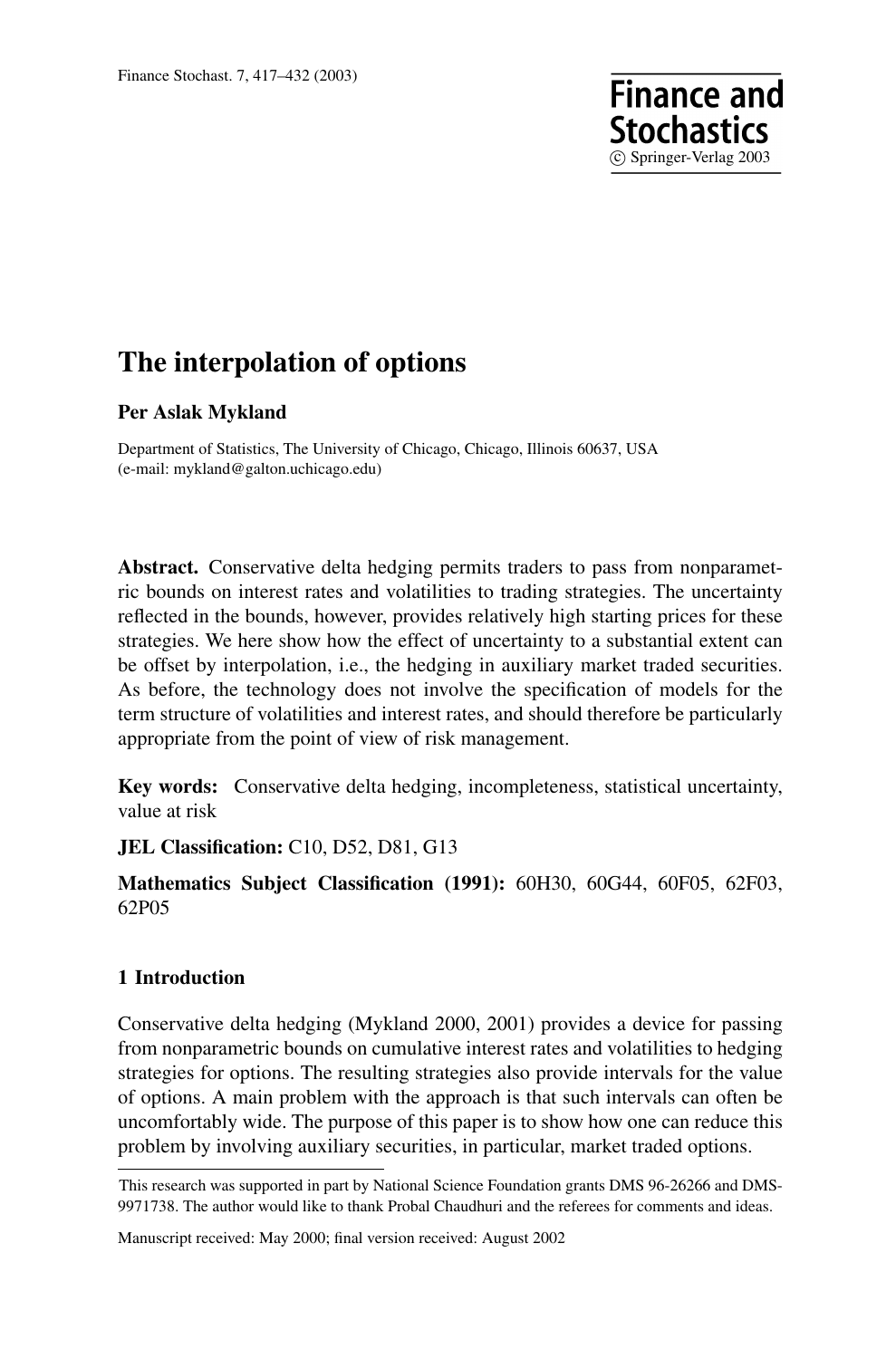# The interpolation of options

**Per Aslak Mykland**

Department of Statistics, The University of Chicago, Chicago, Illinois 60637, USA
(e-mail: mykland@galton.uchicago.edu)

**Abstract.** Conservative delta hedging permits traders to pass from nonparametric bounds on interest rates and volatilities to trading strategies. The uncertainty reflected in the bounds, however, provides relatively high starting prices for these strategies. We here show how the effect of uncertainty to a substantial extent can be offset by interpolation, i.e., the hedging in auxiliary market traded securities. As before, the technology does not involve the specification of models for the term structure of volatilities and interest rates, and should therefore be particularly appropriate from the point of view of risk management.

**Key words:** Conservative delta hedging, incompleteness, statistical uncertainty, value at risk

**JEL Classification:** C10, D52, D81, G13

**Mathematics Subject Classification (1991):** 60H30, 60G44, 60F05, 62F03, 62P05

## 1 Introduction

Conservative delta hedging (Mykland 2000, 2001) provides a device for passing from nonparametric bounds on cumulative interest rates and volatilities to hedging strategies for options. The resulting strategies also provide intervals for the value of options. A main problem with the approach is that such intervals can often be uncomfortably wide. The purpose of this paper is to show how one can reduce this problem by involving auxiliary securities, in particular, market traded options.

---

This research was supported in part by National Science Foundation grants DMS 96-26266 and DMS-9971738. The author would like to thank Probal Chaudhuri and the referees for comments and ideas.

Manuscript received: May 2000; final version received: August 2002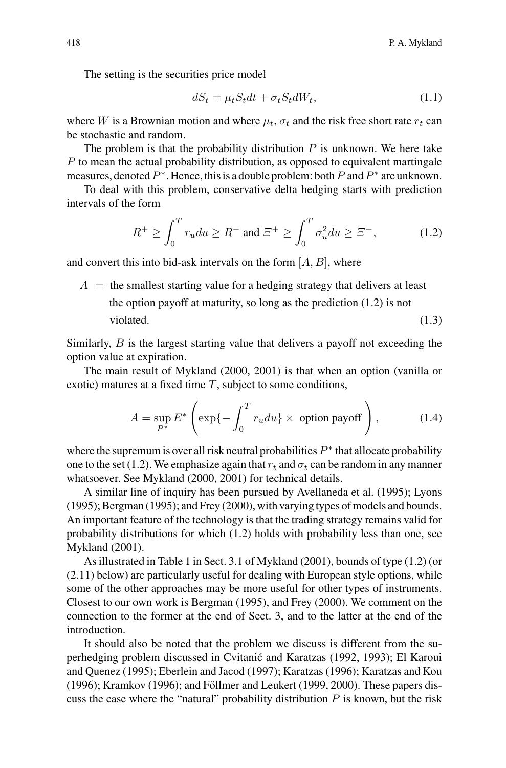The setting is the securities price model

$$dS_t = \mu_t S_t dt + \sigma_t S_t dW_t, \tag{1.1}$$

where $W$ is a Brownian motion and where $\mu_t$, $\sigma_t$ and the risk free short rate $r_t$ can be stochastic and random.

The problem is that the probability distribution $P$ is unknown. We here take $P$ to mean the actual probability distribution, as opposed to equivalent martingale measures, denoted $P^*$. Hence, this is a double problem: both $P$ and $P^*$ are unknown.

To deal with this problem, conservative delta hedging starts with prediction intervals of the form

$$R^+ \geq \int_0^T r_u du \geq R^- \text{ and } \Xi^+ \geq \int_0^T \sigma_u^2 du \geq \Xi^-, \tag{1.2}$$

and convert this into bid-ask intervals on the form $[A, B]$, where

$$\begin{aligned} A \;=\; & \text{the smallest starting value for a hedging strategy that delivers at least} \\ & \text{the option payoff at maturity, so long as the prediction (1.2) is not} \\ & \text{violated.} \end{aligned} \tag{1.3}$$

Similarly, $B$ is the largest starting value that delivers a payoff not exceeding the option value at expiration.

The main result of Mykland (2000, 2001) is that when an option (vanilla or exotic) matures at a fixed time $T$, subject to some conditions,

$$A = \sup_{P^*} E^* \left( \exp\{-\int_0^T r_u du\} \times \text{ option payoff} \right), \tag{1.4}$$

where the supremum is over all risk neutral probabilities $P^*$ that allocate probability one to the set (1.2). We emphasize again that $r_t$ and $\sigma_t$ can be random in any manner whatsoever. See Mykland (2000, 2001) for technical details.

A similar line of inquiry has been pursued by Avellaneda et al. (1995); Lyons (1995); Bergman (1995); and Frey (2000), with varying types of models and bounds. An important feature of the technology is that the trading strategy remains valid for probability distributions for which (1.2) holds with probability less than one, see Mykland (2001).

As illustrated in Table 1 in Sect. 3.1 of Mykland (2001), bounds of type (1.2) (or (2.11) below) are particularly useful for dealing with European style options, while some of the other approaches may be more useful for other types of instruments. Closest to our own work is Bergman (1995), and Frey (2000). We comment on the connection to the former at the end of Sect. 3, and to the latter at the end of the introduction.

It should also be noted that the problem we discuss is different from the superhedging problem discussed in Cvitanić and Karatzas (1992, 1993); El Karoui and Quenez (1995); Eberlein and Jacod (1997); Karatzas (1996); Karatzas and Kou (1996); Kramkov (1996); and Föllmer and Leukert (1999, 2000). These papers discuss the case where the "natural" probability distribution $P$ is known, but the risk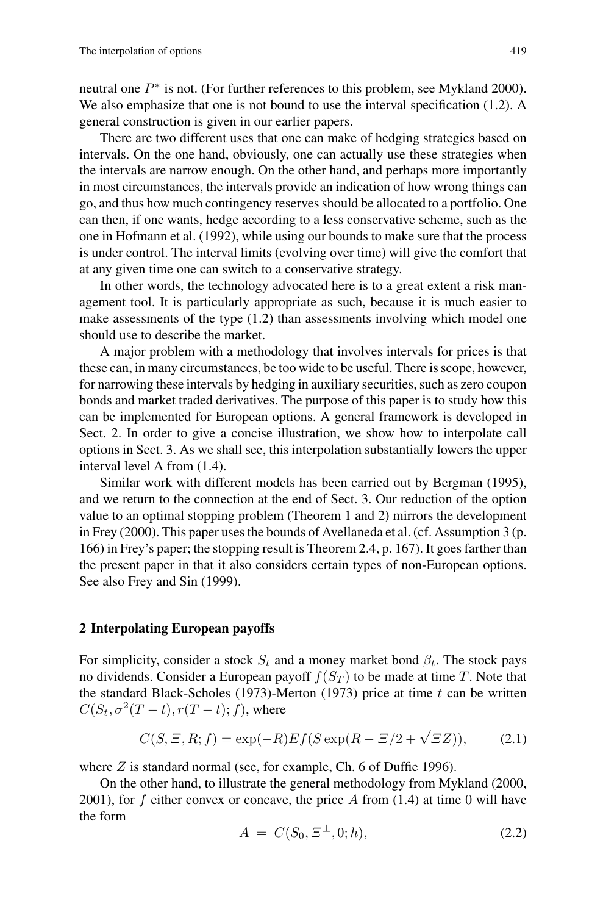neutral one $P^*$ is not. (For further references to this problem, see Mykland 2000). We also emphasize that one is not bound to use the interval specification (1.2). A general construction is given in our earlier papers.

There are two different uses that one can make of hedging strategies based on intervals. On the one hand, obviously, one can actually use these strategies when the intervals are narrow enough. On the other hand, and perhaps more importantly in most circumstances, the intervals provide an indication of how wrong things can go, and thus how much contingency reserves should be allocated to a portfolio. One can then, if one wants, hedge according to a less conservative scheme, such as the one in Hofmann et al. (1992), while using our bounds to make sure that the process is under control. The interval limits (evolving over time) will give the comfort that at any given time one can switch to a conservative strategy.

In other words, the technology advocated here is to a great extent a risk management tool. It is particularly appropriate as such, because it is much easier to make assessments of the type (1.2) than assessments involving which model one should use to describe the market.

A major problem with a methodology that involves intervals for prices is that these can, in many circumstances, be too wide to be useful. There is scope, however, for narrowing these intervals by hedging in auxiliary securities, such as zero coupon bonds and market traded derivatives. The purpose of this paper is to study how this can be implemented for European options. A general framework is developed in Sect. 2. In order to give a concise illustration, we show how to interpolate call options in Sect. 3. As we shall see, this interpolation substantially lowers the upper interval level A from (1.4).

Similar work with different models has been carried out by Bergman (1995), and we return to the connection at the end of Sect. 3. Our reduction of the option value to an optimal stopping problem (Theorem 1 and 2) mirrors the development in Frey (2000). This paper uses the bounds of Avellaneda et al. (cf. Assumption 3 (p. 166) in Frey's paper; the stopping result is Theorem 2.4, p. 167). It goes farther than the present paper in that it also considers certain types of non-European options. See also Frey and Sin (1999).

## 2 Interpolating European payoffs

For simplicity, consider a stock $S_t$ and a money market bond $\beta_t$. The stock pays no dividends. Consider a European payoff $f(S_T)$ to be made at time $T$. Note that the standard Black-Scholes (1973)-Merton (1973) price at time $t$ can be written $C(S_t, \sigma^2(T-t), r(T-t); f)$, where

$$C(S, \Xi, R; f) = \exp(-R)Ef(S\exp(R - \Xi/2 + \sqrt{\Xi}Z)), \tag{2.1}$$

where $Z$ is standard normal (see, for example, Ch. 6 of Duffie 1996).

On the other hand, to illustrate the general methodology from Mykland (2000, 2001), for $f$ either convex or concave, the price $A$ from (1.4) at time 0 will have the form

$$A \ = \ C(S_0, \Xi^{\pm}, 0; h), \tag{2.2}$$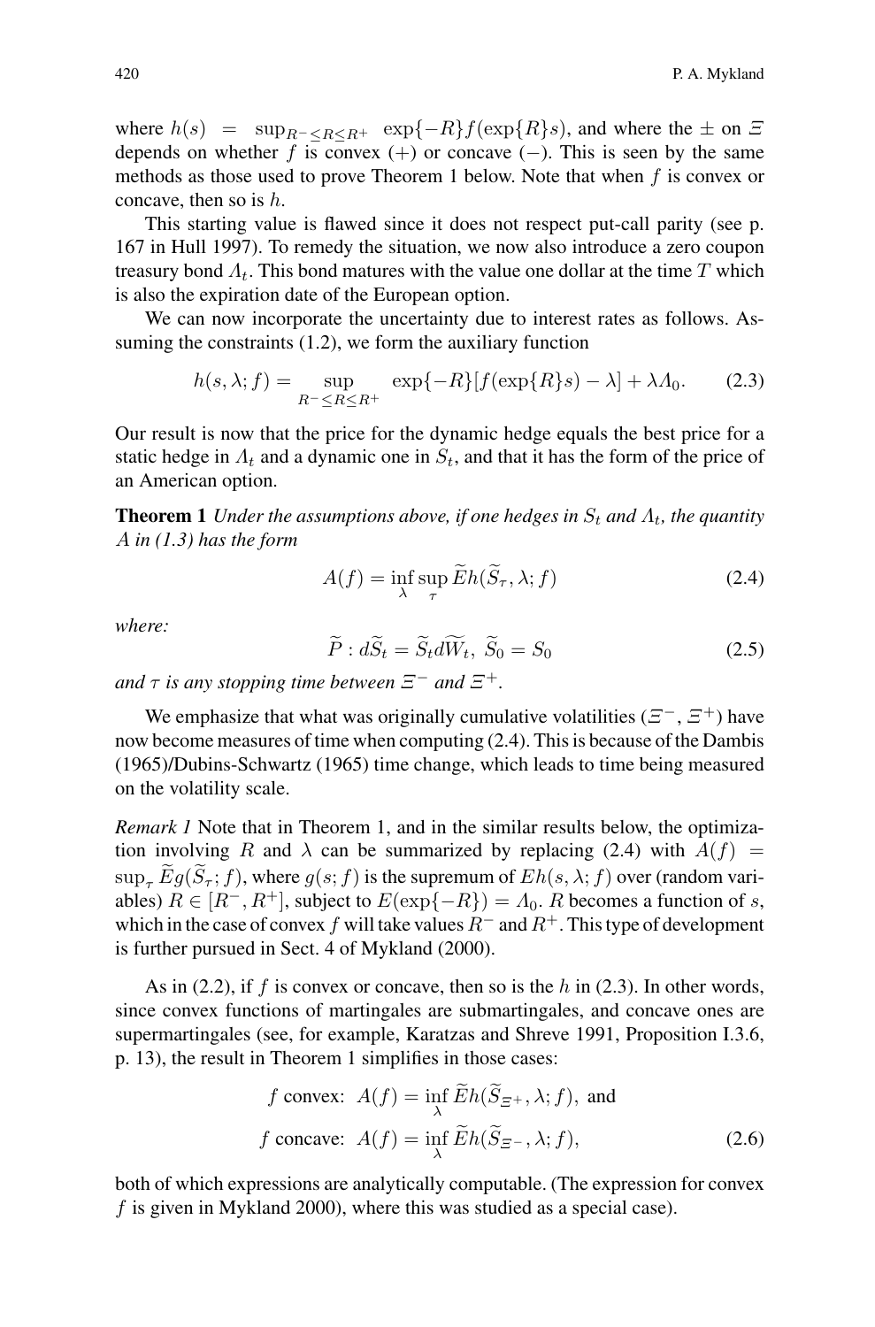where $h(s) = \sup_{R^- \leq R \leq R^+} \exp\{-R\} f(\exp\{R\}s)$, and where the $\pm$ on $\Xi$ depends on whether $f$ is convex $(+)$ or concave $(-)$. This is seen by the same methods as those used to prove Theorem 1 below. Note that when $f$ is convex or concave, then so is $h$.

This starting value is flawed since it does not respect put-call parity (see p. 167 in Hull 1997). To remedy the situation, we now also introduce a zero coupon treasury bond $\Lambda_t$. This bond matures with the value one dollar at the time $T$ which is also the expiration date of the European option.

We can now incorporate the uncertainty due to interest rates as follows. Assuming the constraints (1.2), we form the auxiliary function

$$h(s, \lambda; f) = \sup_{R^- \leq R \leq R^+} \exp\{-R\}[f(\exp\{R\}s) - \lambda] + \lambda \Lambda_0. \tag{2.3}$$

Our result is now that the price for the dynamic hedge equals the best price for a static hedge in $\Lambda_t$ and a dynamic one in $S_t$, and that it has the form of the price of an American option.

**Theorem 1** *Under the assumptions above, if one hedges in $S_t$ and $\Lambda_t$, the quantity $A$ in (1.3) has the form*

$$A(f) = \inf_\lambda \sup_\tau \widetilde{E} h(\widetilde{S}_\tau, \lambda; f) \tag{2.4}$$

*where:*

$$\widetilde{P} : d\widetilde{S}_t = \widetilde{S}_t d\widetilde{W}_t, \ \widetilde{S}_0 = S_0 \tag{2.5}$$

*and $\tau$ is any stopping time between $\Xi^-$ and $\Xi^+$.*

We emphasize that what was originally cumulative volatilities ($\Xi^-$, $\Xi^+$) have now become measures of time when computing (2.4). This is because of the Dambis (1965)/Dubins-Schwartz (1965) time change, which leads to time being measured on the volatility scale.

*Remark 1* Note that in Theorem 1, and in the similar results below, the optimization involving $R$ and $\lambda$ can be summarized by replacing (2.4) with $A(f) = \sup_\tau \widetilde{E} g(\widetilde{S}_\tau; f)$, where $g(s; f)$ is the supremum of $Eh(s, \lambda; f)$ over (random variables) $R \in [R^-, R^+]$, subject to $E(\exp\{-R\}) = \Lambda_0$. $R$ becomes a function of $s$, which in the case of convex $f$ will take values $R^-$ and $R^+$. This type of development is further pursued in Sect. 4 of Mykland (2000).

As in (2.2), if $f$ is convex or concave, then so is the $h$ in (2.3). In other words, since convex functions of martingales are submartingales, and concave ones are supermartingales (see, for example, Karatzas and Shreve 1991, Proposition I.3.6, p. 13), the result in Theorem 1 simplifies in those cases:

$$\begin{aligned}
f \text{ convex: } & A(f) = \inf_\lambda \widetilde{E} h(\widetilde{S}_{\Xi^+}, \lambda; f), \text{ and} \\
f \text{ concave: } & A(f) = \inf_\lambda \widetilde{E} h(\widetilde{S}_{\Xi^-}, \lambda; f),
\end{aligned} \tag{2.6}$$

both of which expressions are analytically computable. (The expression for convex $f$ is given in Mykland 2000), where this was studied as a special case).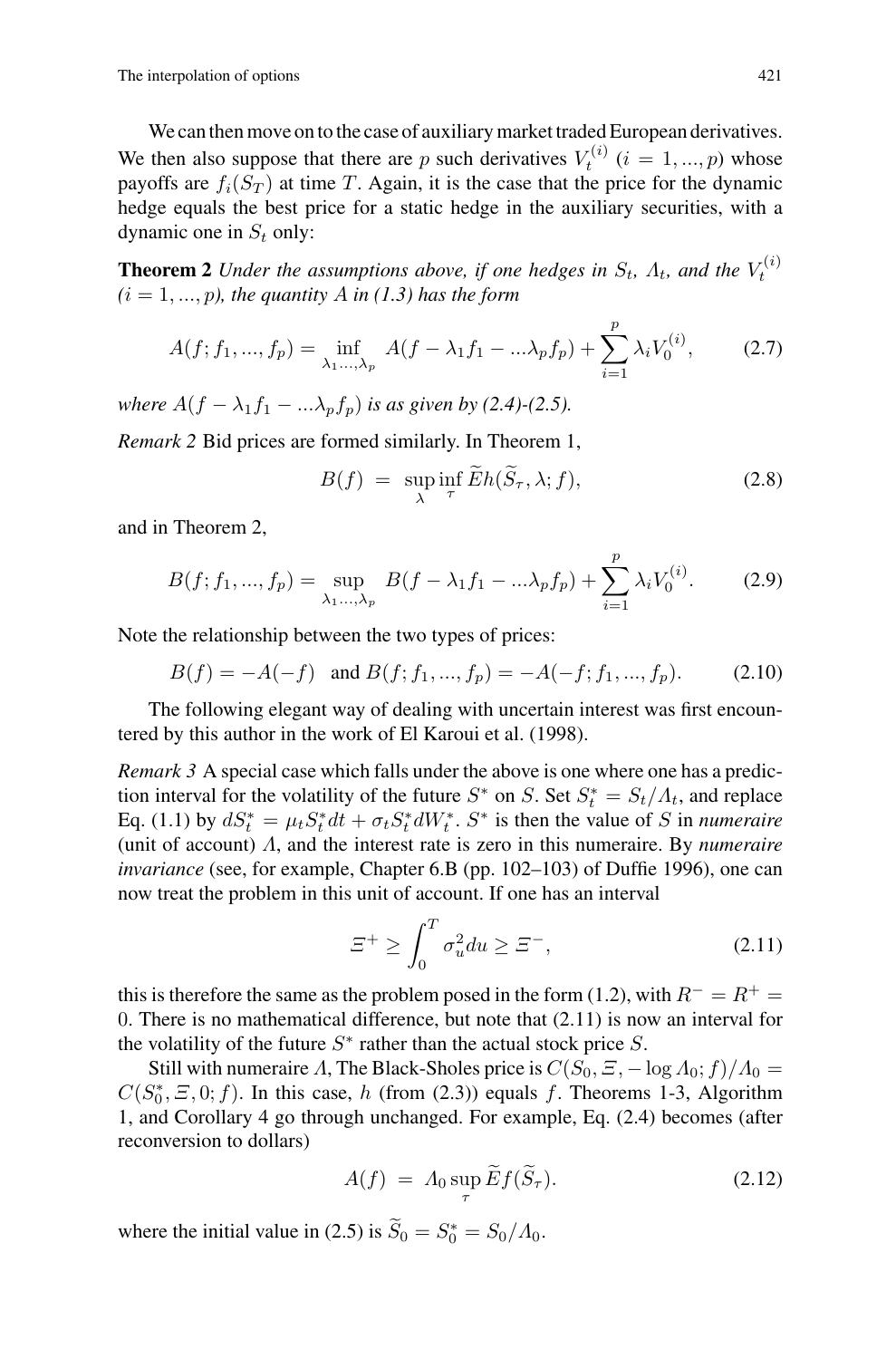We can then move on to the case of auxiliary market traded European derivatives. We then also suppose that there are $p$ such derivatives $V_t^{(i)}$ ($i = 1, ..., p$) whose payoffs are $f_i(S_T)$ at time $T$. Again, it is the case that the price for the dynamic hedge equals the best price for a static hedge in the auxiliary securities, with a dynamic one in $S_t$ only:

**Theorem 2** *Under the assumptions above, if one hedges in $S_t$, $\Lambda_t$, and the $V_t^{(i)}$ ($i = 1, ..., p$), the quantity $A$ in (1.3) has the form*

$$A(f; f_1, ..., f_p) = \inf_{\lambda_1 ..., \lambda_p} A(f - \lambda_1 f_1 - ... \lambda_p f_p) + \sum_{i=1}^{p} \lambda_i V_0^{(i)}, \tag{2.7}$$

*where $A(f - \lambda_1 f_1 - ... \lambda_p f_p)$ is as given by (2.4)-(2.5).*

*Remark 2* Bid prices are formed similarly. In Theorem 1,

$$B(f) = \sup_{\lambda} \inf_{\tau} \widetilde{E} h(\widetilde{S}_\tau, \lambda; f), \tag{2.8}$$

and in Theorem 2,

$$B(f; f_1, ..., f_p) = \sup_{\lambda_1 ..., \lambda_p} B(f - \lambda_1 f_1 - ... \lambda_p f_p) + \sum_{i=1}^{p} \lambda_i V_0^{(i)}. \tag{2.9}$$

Note the relationship between the two types of prices:

$$B(f) = -A(-f) \quad \text{and } B(f; f_1, ..., f_p) = -A(-f; f_1, ..., f_p). \tag{2.10}$$

The following elegant way of dealing with uncertain interest was first encountered by this author in the work of El Karoui et al. (1998).

*Remark 3* A special case which falls under the above is one where one has a prediction interval for the volatility of the future $S^*$ on $S$. Set $S_t^* = S_t / \Lambda_t$, and replace Eq. (1.1) by $dS_t^* = \mu_t S_t^* dt + \sigma_t S_t^* dW_t^*$. $S^*$ is then the value of $S$ in *numeraire* (unit of account) $\Lambda$, and the interest rate is zero in this numeraire. By *numeraire invariance* (see, for example, Chapter 6.B (pp. 102–103) of Duffie 1996), one can now treat the problem in this unit of account. If one has an interval

$$\Xi^+ \geq \int_0^T \sigma_u^2 du \geq \Xi^-, \tag{2.11}$$

this is therefore the same as the problem posed in the form (1.2), with $R^- = R^+ = 0$. There is no mathematical difference, but note that (2.11) is now an interval for the volatility of the future $S^*$ rather than the actual stock price $S$.

Still with numeraire $\Lambda$, The Black-Sholes price is $C(S_0, \Xi, -\log \Lambda_0; f)/\Lambda_0 = C(S_0^*, \Xi, 0; f)$. In this case, $h$ (from (2.3)) equals $f$. Theorems 1-3, Algorithm 1, and Corollary 4 go through unchanged. For example, Eq. (2.4) becomes (after reconversion to dollars)

$$A(f) = \Lambda_0 \sup_{\tau} \widetilde{E} f(\widetilde{S}_\tau). \tag{2.12}$$

where the initial value in (2.5) is $\widetilde{S}_0 = S_0^* = S_0 / \Lambda_0$.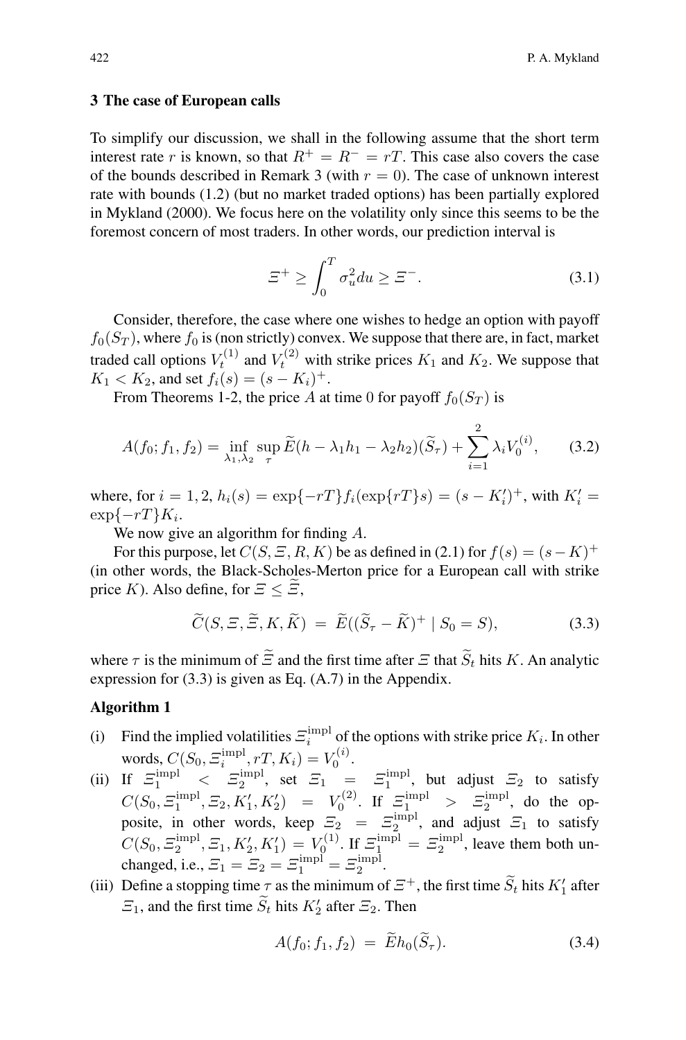### 3 The case of European calls

To simplify our discussion, we shall in the following assume that the short term interest rate $r$ is known, so that $R^+ = R^- = rT$. This case also covers the case of the bounds described in Remark 3 (with $r = 0$). The case of unknown interest rate with bounds (1.2) (but no market traded options) has been partially explored in Mykland (2000). We focus here on the volatility only since this seems to be the foremost concern of most traders. In other words, our prediction interval is

$$\Xi^+ \geq \int_0^T \sigma_u^2 du \geq \Xi^-. \tag{3.1}$$

Consider, therefore, the case where one wishes to hedge an option with payoff $f_0(S_T)$, where $f_0$ is (non strictly) convex. We suppose that there are, in fact, market traded call options $V_t^{(1)}$ and $V_t^{(2)}$ with strike prices $K_1$ and $K_2$. We suppose that $K_1 < K_2$, and set $f_i(s) = (s - K_i)^+$.

From Theorems 1-2, the price $A$ at time 0 for payoff $f_0(S_T)$ is

$$A(f_0; f_1, f_2) = \inf_{\lambda_1, \lambda_2} \sup_{\tau} \widetilde{E}(h - \lambda_1 h_1 - \lambda_2 h_2)(\widetilde{S}_\tau) + \sum_{i=1}^{2} \lambda_i V_0^{(i)}, \tag{3.2}$$

where, for $i = 1, 2$, $h_i(s) = \exp\{-rT\} f_i(\exp\{rT\}s) = (s - K_i')^+$, with $K_i' = \exp\{-rT\}K_i$.

We now give an algorithm for finding $A$.

For this purpose, let $C(S, \Xi, R, K)$ be as defined in (2.1) for $f(s) = (s - K)^+$ (in other words, the Black-Scholes-Merton price for a European call with strike price $K$). Also define, for $\Xi \leq \widetilde{\Xi}$,

$$\widetilde{C}(S, \Xi, \widetilde{\Xi}, K, \widetilde{K}) = \widetilde{E}((\widetilde{S}_\tau - \widetilde{K})^+ \mid S_0 = S), \tag{3.3}$$

where $\tau$ is the minimum of $\widetilde{\Xi}$ and the first time after $\Xi$ that $\widetilde{S}_t$ hits $K$. An analytic expression for (3.3) is given as Eq. (A.7) in the Appendix.

**Algorithm 1**

(i) Find the implied volatilities $\Xi_i^{\text{impl}}$ of the options with strike price $K_i$. In other words, $C(S_0, \Xi_i^{\text{impl}}, rT, K_i) = V_0^{(i)}$.

(ii) If $\Xi_1^{\text{impl}} < \Xi_2^{\text{impl}}$, set $\Xi_1 = \Xi_1^{\text{impl}}$, but adjust $\Xi_2$ to satisfy $C(S_0, \Xi_1^{\text{impl}}, \Xi_2, K_1', K_2') = V_0^{(2)}$. If $\Xi_1^{\text{impl}} > \Xi_2^{\text{impl}}$, do the opposite, in other words, keep $\Xi_2 = \Xi_2^{\text{impl}}$, and adjust $\Xi_1$ to satisfy $C(S_0, \Xi_2^{\text{impl}}, \Xi_1, K_2', K_1') = V_0^{(1)}$. If $\Xi_1^{\text{impl}} = \Xi_2^{\text{impl}}$, leave them both unchanged, i.e., $\Xi_1 = \Xi_2 = \Xi_1^{\text{impl}} = \Xi_2^{\text{impl}}$.

(iii) Define a stopping time $\tau$ as the minimum of $\Xi^+$, the first time $\widetilde{S}_t$ hits $K_1'$ after $\Xi_1$, and the first time $\widetilde{S}_t$ hits $K_2'$ after $\Xi_2$. Then

$$A(f_0; f_1, f_2) = \widetilde{E} h_0(\widetilde{S}_\tau). \tag{3.4}$$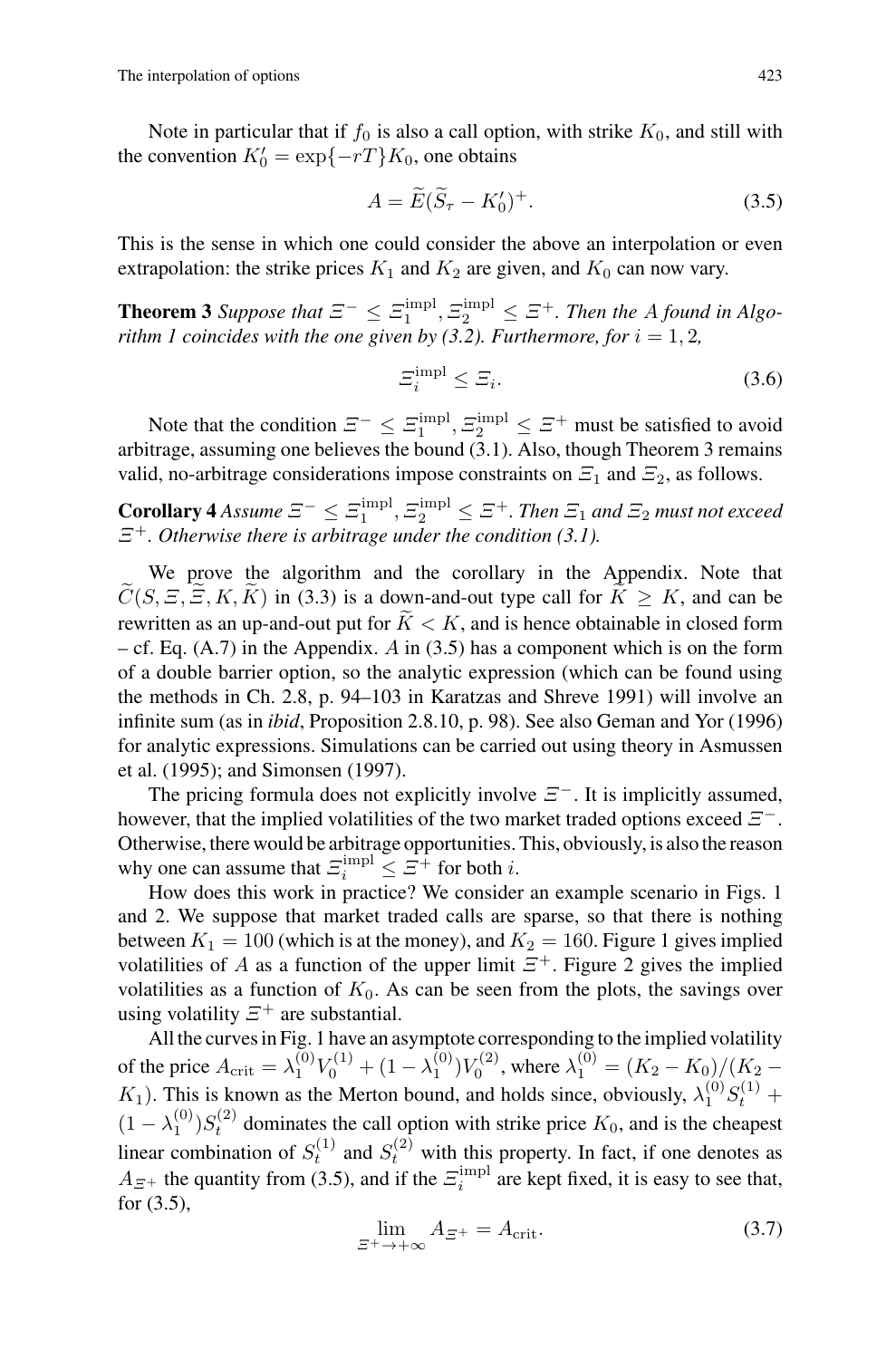Note in particular that if $f_0$ is also a call option, with strike $K_0$, and still with the convention $K_0' = \exp\{-rT\}K_0$, one obtains

$$A = \widetilde{E}(\widetilde{S}_\tau - K_0')^+. \tag{3.5}$$

This is the sense in which one could consider the above an interpolation or even extrapolation: the strike prices $K_1$ and $K_2$ are given, and $K_0$ can now vary.

**Theorem 3** *Suppose that $\Xi^- \leq \Xi_1^{\text{impl}}, \Xi_2^{\text{impl}} \leq \Xi^+$. Then the $A$ found in Algorithm 1 coincides with the one given by (3.2). Furthermore, for $i = 1, 2$,*

$$\Xi_i^{\text{impl}} \leq \Xi_i. \tag{3.6}$$

Note that the condition $\Xi^- \leq \Xi_1^{\text{impl}}, \Xi_2^{\text{impl}} \leq \Xi^+$ must be satisfied to avoid arbitrage, assuming one believes the bound (3.1). Also, though Theorem 3 remains valid, no-arbitrage considerations impose constraints on $\Xi_1$ and $\Xi_2$, as follows.

**Corollary 4** *Assume $\Xi^- \leq \Xi_1^{\text{impl}}, \Xi_2^{\text{impl}} \leq \Xi^+$. Then $\Xi_1$ and $\Xi_2$ must not exceed $\Xi^+$. Otherwise there is arbitrage under the condition (3.1).*

We prove the algorithm and the corollary in the Appendix. Note that $\widetilde{C}(S, \Xi, \widetilde{\Xi}, K, \widetilde{K})$ in (3.3) is a down-and-out type call for $\widetilde{K} \geq K$, and can be rewritten as an up-and-out put for $\widetilde{K} < K$, and is hence obtainable in closed form – cf. Eq. (A.7) in the Appendix. $A$ in (3.5) has a component which is on the form of a double barrier option, so the analytic expression (which can be found using the methods in Ch. 2.8, p. 94–103 in Karatzas and Shreve 1991) will involve an infinite sum (as in *ibid*, Proposition 2.8.10, p. 98). See also Geman and Yor (1996) for analytic expressions. Simulations can be carried out using theory in Asmussen et al. (1995); and Simonsen (1997).

The pricing formula does not explicitly involve $\Xi^-$. It is implicitly assumed, however, that the implied volatilities of the two market traded options exceed $\Xi^-$. Otherwise, there would be arbitrage opportunities. This, obviously, is also the reason why one can assume that $\Xi_i^{\text{impl}} \leq \Xi^+$ for both $i$.

How does this work in practice? We consider an example scenario in Figs. 1 and 2. We suppose that market traded calls are sparse, so that there is nothing between $K_1 = 100$ (which is at the money), and $K_2 = 160$. Figure 1 gives implied volatilities of $A$ as a function of the upper limit $\Xi^+$. Figure 2 gives the implied volatilities as a function of $K_0$. As can be seen from the plots, the savings over using volatility $\Xi^+$ are substantial.

All the curves in Fig. 1 have an asymptote corresponding to the implied volatility of the price $A_{\text{crit}} = \lambda_1^{(0)} V_0^{(1)} + (1 - \lambda_1^{(0)}) V_0^{(2)}$, where $\lambda_1^{(0)} = (K_2 - K_0)/(K_2 - K_1)$. This is known as the Merton bound, and holds since, obviously, $\lambda_1^{(0)} S_t^{(1)} + (1 - \lambda_1^{(0)}) S_t^{(2)}$ dominates the call option with strike price $K_0$, and is the cheapest linear combination of $S_t^{(1)}$ and $S_t^{(2)}$ with this property. In fact, if one denotes as $A_{\Xi^+}$ the quantity from (3.5), and if the $\Xi_i^{\text{impl}}$ are kept fixed, it is easy to see that, for (3.5),

$$\lim_{\Xi^+ \to +\infty} A_{\Xi^+} = A_{\text{crit}}. \tag{3.7}$$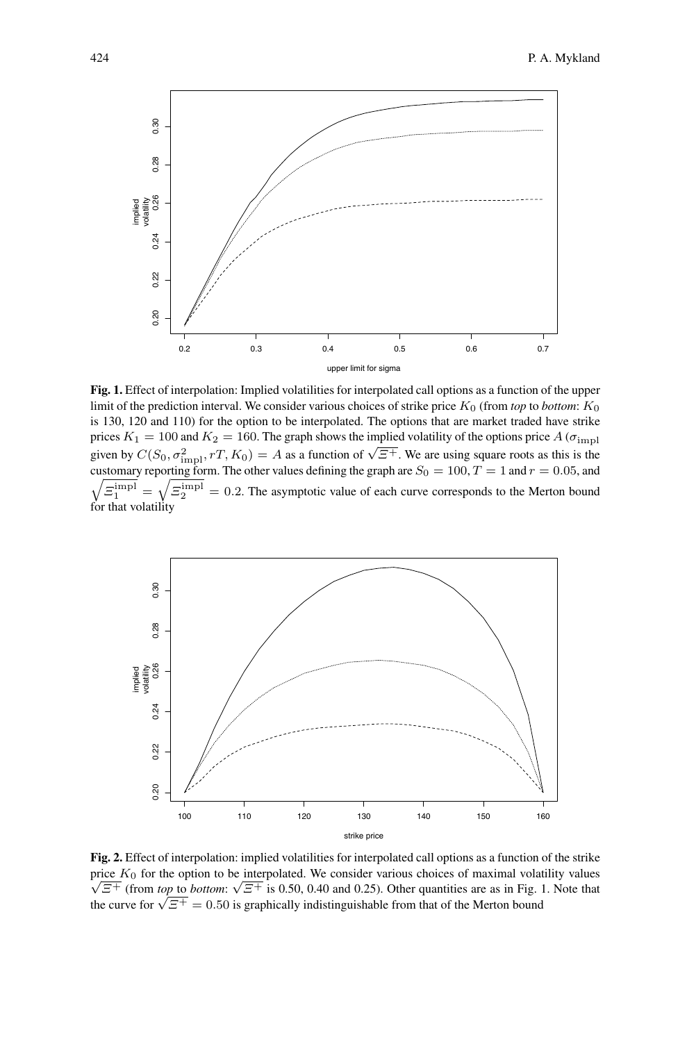**Fig. 1.** Effect of interpolation: Implied volatilities for interpolated call options as a function of the upper limit of the prediction interval. We consider various choices of strike price $K_0$ (from *top* to *bottom*: $K_0$ is 130, 120 and 110) for the option to be interpolated. The options that are market traded have strike prices $K_1 = 100$ and $K_2 = 160$. The graph shows the implied volatility of the options price $A$ ($\sigma_{\text{impl}}$ given by $C(S_0, \sigma^2_{\text{impl}}, rT, K_0) = A$ as a function of $\sqrt{\Xi^+}$. We are using square roots as this is the customary reporting form. The other values defining the graph are $S_0 = 100, T = 1$ and $r = 0.05$, and $\sqrt{\Xi_1^{\text{impl}}} = \sqrt{\Xi_2^{\text{impl}}} = 0.2$. The asymptotic value of each curve corresponds to the Merton bound for that volatility

**Fig. 2.** Effect of interpolation: implied volatilities for interpolated call options as a function of the strike price $K_0$ for the option to be interpolated. We consider various choices of maximal volatility values $\sqrt{\Xi^+}$ (from *top* to *bottom*: $\sqrt{\Xi^+}$ is 0.50, 0.40 and 0.25). Other quantities are as in Fig. 1. Note that the curve for $\sqrt{\Xi^+} = 0.50$ is graphically indistinguishable from that of the Merton bound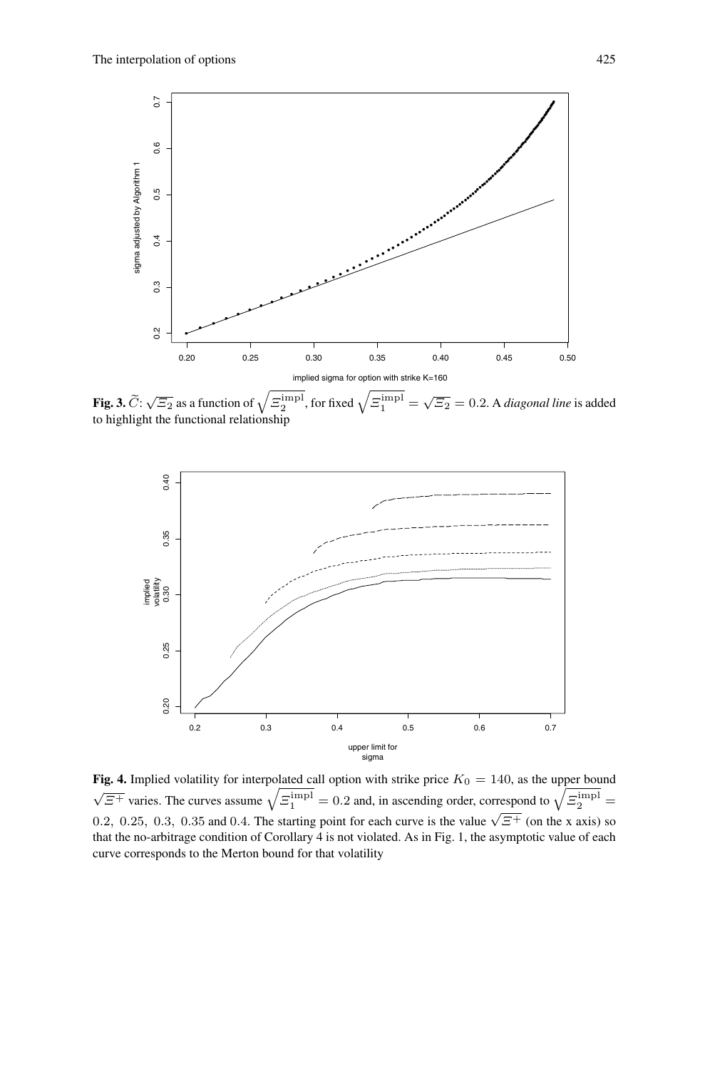**Fig. 3.** $\widetilde{C}$: $\sqrt{\Xi_2}$ as a function of $\sqrt{\Xi_2^{\text{impl}}}$, for fixed $\sqrt{\Xi_1^{\text{impl}}} = \sqrt{\Xi_2} = 0.2$. A *diagonal line* is added to highlight the functional relationship

**Fig. 4.** Implied volatility for interpolated call option with strike price $K_0 = 140$, as the upper bound $\sqrt{\Xi^+}$ varies. The curves assume $\sqrt{\Xi_1^{\text{impl}}} = 0.2$ and, in ascending order, correspond to $\sqrt{\Xi_2^{\text{impl}}} = 0.2,\ 0.25,\ 0.3,\ 0.35$ and $0.4$. The starting point for each curve is the value $\sqrt{\Xi^+}$ (on the x axis) so that the no-arbitrage condition of Corollary 4 is not violated. As in Fig. 1, the asymptotic value of each curve corresponds to the Merton bound for that volatility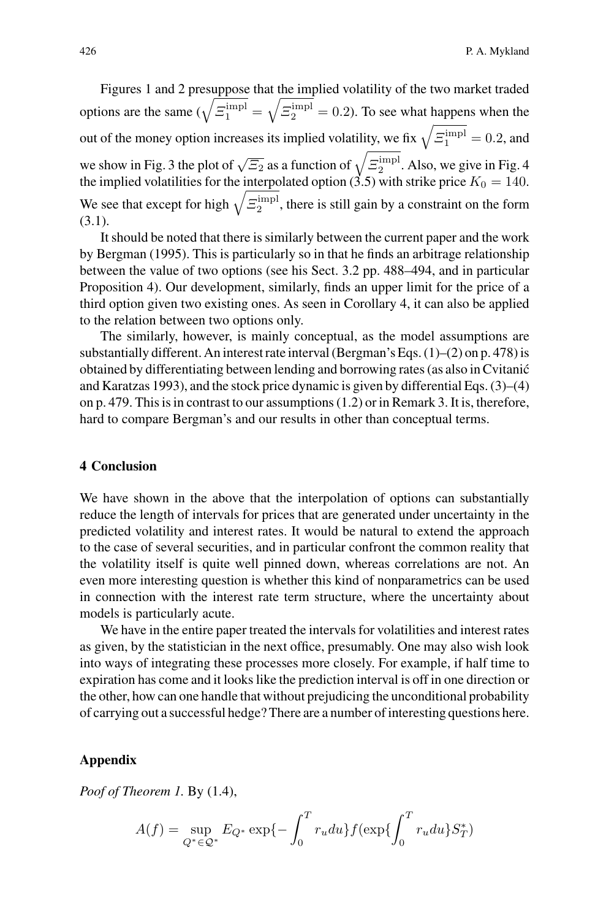Figures 1 and 2 presuppose that the implied volatility of the two market traded options are the same ($\sqrt{\Xi_1^{\mathrm{impl}}} = \sqrt{\Xi_2^{\mathrm{impl}}} = 0.2$). To see what happens when the out of the money option increases its implied volatility, we fix $\sqrt{\Xi_1^{\mathrm{impl}}} = 0.2$, and we show in Fig. 3 the plot of $\sqrt{\Xi_2}$ as a function of $\sqrt{\Xi_2^{\mathrm{impl}}}$. Also, we give in Fig. 4 the implied volatilities for the interpolated option (3.5) with strike price $K_0 = 140$. We see that except for high $\sqrt{\Xi_2^{\mathrm{impl}}}$, there is still gain by a constraint on the form (3.1).

It should be noted that there is similarly between the current paper and the work by Bergman (1995). This is particularly so in that he finds an arbitrage relationship between the value of two options (see his Sect. 3.2 pp. 488–494, and in particular Proposition 4). Our development, similarly, finds an upper limit for the price of a third option given two existing ones. As seen in Corollary 4, it can also be applied to the relation between two options only.

The similarly, however, is mainly conceptual, as the model assumptions are substantially different. An interest rate interval (Bergman's Eqs. (1)–(2) on p. 478) is obtained by differentiating between lending and borrowing rates (as also in Cvitanić and Karatzas 1993), and the stock price dynamic is given by differential Eqs. (3)–(4) on p. 479. This is in contrast to our assumptions (1.2) or in Remark 3. It is, therefore, hard to compare Bergman's and our results in other than conceptual terms.

## 4 Conclusion

We have shown in the above that the interpolation of options can substantially reduce the length of intervals for prices that are generated under uncertainty in the predicted volatility and interest rates. It would be natural to extend the approach to the case of several securities, and in particular confront the common reality that the volatility itself is quite well pinned down, whereas correlations are not. An even more interesting question is whether this kind of nonparametrics can be used in connection with the interest rate term structure, where the uncertainty about models is particularly acute.

We have in the entire paper treated the intervals for volatilities and interest rates as given, by the statistician in the next office, presumably. One may also wish look into ways of integrating these processes more closely. For example, if half time to expiration has come and it looks like the prediction interval is off in one direction or the other, how can one handle that without prejudicing the unconditional probability of carrying out a successful hedge? There are a number of interesting questions here.

## Appendix

*Poof of Theorem 1.* By (1.4),

$$A(f) = \sup_{Q^* \in \mathcal{Q}^*} E_{Q^*} \exp\{-\int_0^T r_u du\} f(\exp\{\int_0^T r_u du\} S_T^*)$$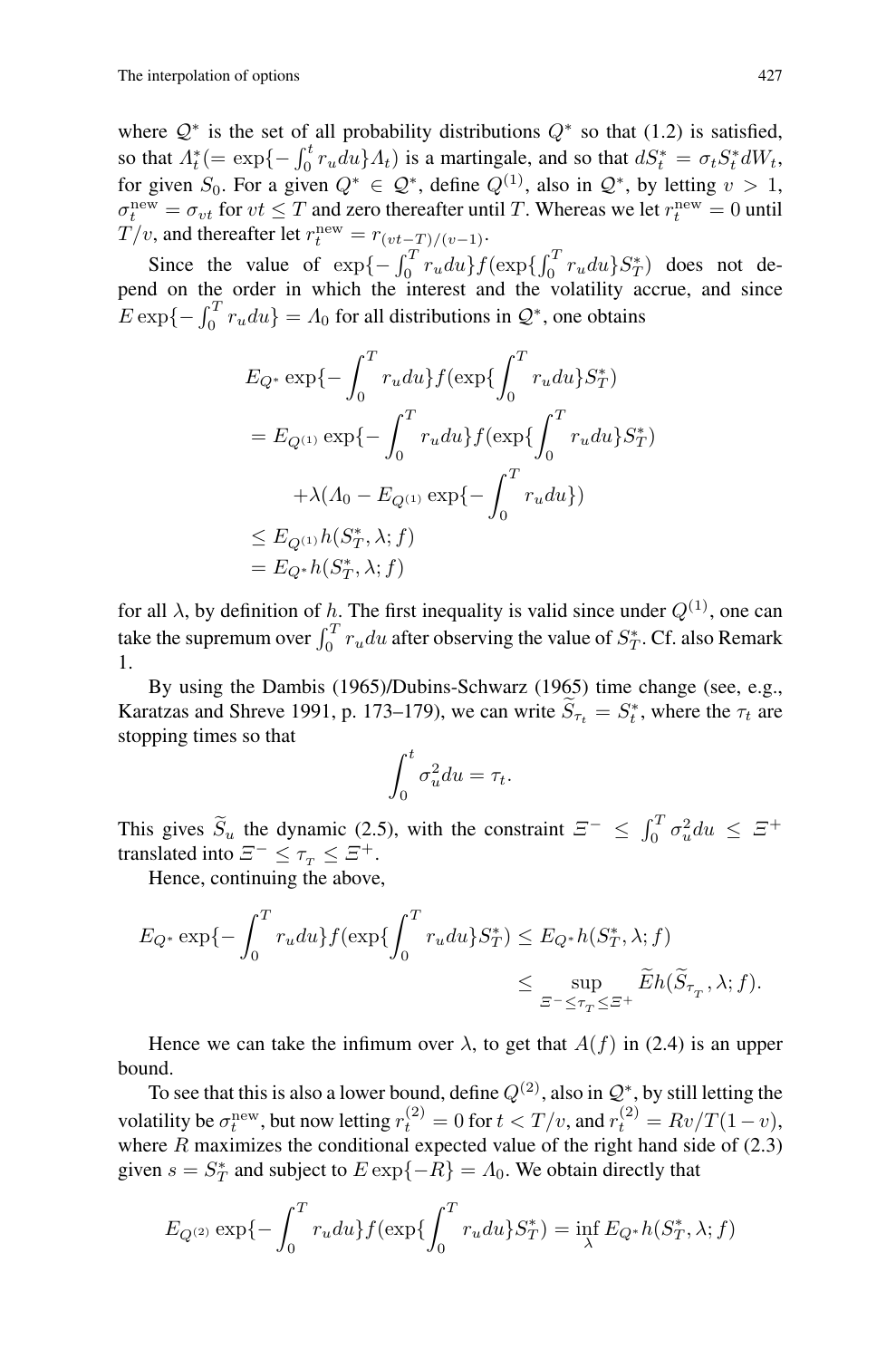where $\mathcal{Q}^*$ is the set of all probability distributions $Q^*$ so that (1.2) is satisfied, so that $\Lambda_t^*(= \exp\{-\int_0^t r_u du\}\Lambda_t)$ is a martingale, and so that $dS_t^* = \sigma_t S_t^* dW_t$, for given $S_0$. For a given $Q^* \in \mathcal{Q}^*$, define $Q^{(1)}$, also in $\mathcal{Q}^*$, by letting $v > 1$, $\sigma_t^{\text{new}} = \sigma_{vt}$ for $vt \leq T$ and zero thereafter until $T$. Whereas we let $r_t^{\text{new}} = 0$ until $T/v$, and thereafter let $r_t^{\text{new}} = r_{(vt-T)/(v-1)}$.

Since the value of $\exp\{-\int_0^T r_u du\} f(\exp\{\int_0^T r_u du\} S_T^*)$ does not depend on the order in which the interest and the volatility accrue, and since $E \exp\{-\int_0^T r_u du\} = \Lambda_0$ for all distributions in $\mathcal{Q}^*$, one obtains

$$
\begin{aligned}
&E_{Q^*} \exp\{-\int_0^T r_u du\} f(\exp\{\int_0^T r_u du\} S_T^*) \\
&= E_{Q^{(1)}} \exp\{-\int_0^T r_u du\} f(\exp\{\int_0^T r_u du\} S_T^*) \\
&\qquad + \lambda(\Lambda_0 - E_{Q^{(1)}} \exp\{-\int_0^T r_u du\}) \\
&\leq E_{Q^{(1)}} h(S_T^*, \lambda; f) \\
&= E_{Q^*} h(S_T^*, \lambda; f)
\end{aligned}
$$

for all $\lambda$, by definition of $h$. The first inequality is valid since under $Q^{(1)}$, one can take the supremum over $\int_0^T r_u du$ after observing the value of $S_T^*$. Cf. also Remark 1.

By using the Dambis (1965)/Dubins-Schwarz (1965) time change (see, e.g., Karatzas and Shreve 1991, p. 173–179), we can write $\widetilde{S}_{\tau_t} = S_t^*$, where the $\tau_t$ are stopping times so that

$$
\int_0^t \sigma_u^2 du = \tau_t.
$$

This gives $\widetilde{S}_u$ the dynamic (2.5), with the constraint $\Xi^- \leq \int_0^T \sigma_u^2 du \leq \Xi^+$ translated into $\Xi^- \leq \tau_T \leq \Xi^+$.

Hence, continuing the above,

$$
\begin{aligned}
E_{Q^*} \exp\{-\int_0^T r_u du\} f(\exp\{\int_0^T r_u du\} S_T^*) &\leq E_{Q^*} h(S_T^*, \lambda; f) \\
&\leq \sup_{\Xi^- \leq \tau_T \leq \Xi^+} \widetilde{E} h(\widetilde{S}_{\tau_T}, \lambda; f).
\end{aligned}
$$

Hence we can take the infimum over $\lambda$, to get that $A(f)$ in (2.4) is an upper bound.

To see that this is also a lower bound, define $Q^{(2)}$, also in $\mathcal{Q}^*$, by still letting the volatility be $\sigma_t^{\text{new}}$, but now letting $r_t^{(2)} = 0$ for $t < T/v$, and $r_t^{(2)} = Rv/T(1-v)$, where $R$ maximizes the conditional expected value of the right hand side of (2.3) given $s = S_T^*$ and subject to $E\exp\{-R\} = \Lambda_0$. We obtain directly that

$$
E_{Q^{(2)}} \exp\{-\int_0^T r_u du\} f(\exp\{\int_0^T r_u du\} S_T^*) = \inf_\lambda E_{Q^*} h(S_T^*, \lambda; f)
$$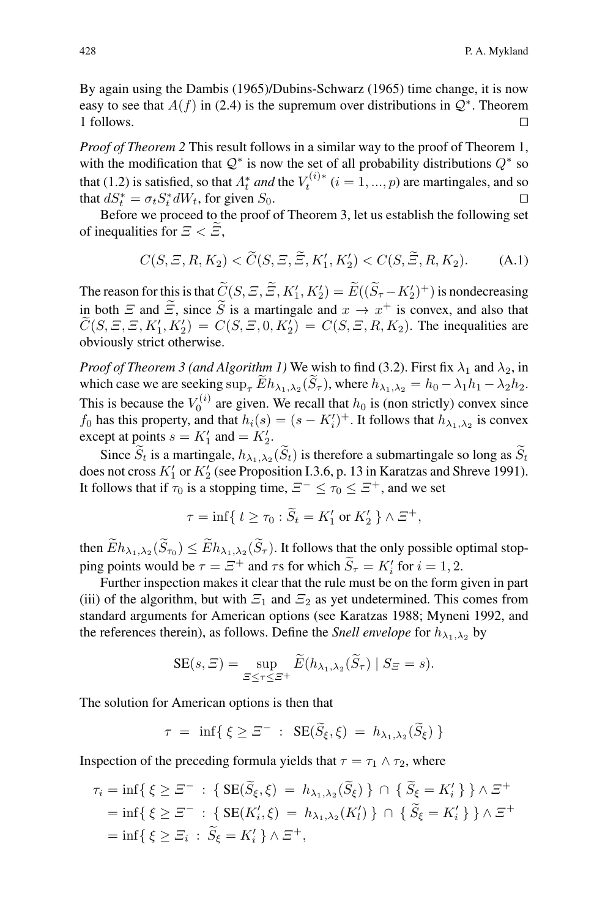By again using the Dambis (1965)/Dubins-Schwarz (1965) time change, it is now easy to see that $A(f)$ in (2.4) is the supremum over distributions in $\mathcal{Q}^*$. Theorem 1 follows. $\square$

*Proof of Theorem 2* This result follows in a similar way to the proof of Theorem 1, with the modification that $\mathcal{Q}^*$ is now the set of all probability distributions $Q^*$ so that (1.2) is satisfied, so that $\Lambda_t^*$ *and* the $V_t^{(i)*}$ $(i = 1, ..., p)$ are martingales, and so that $dS_t^* = \sigma_t S_t^* dW_t$, for given $S_0$. $\square$

Before we proceed to the proof of Theorem 3, let us establish the following set of inequalities for $\Xi < \widetilde{\Xi}$,

$$C(S, \Xi, R, K_2) < \widetilde{C}(S, \Xi, \widetilde{\Xi}, K_1', K_2') < C(S, \widetilde{\Xi}, R, K_2). \tag{A.1}$$

The reason for this is that $\widetilde{C}(S, \Xi, \widetilde{\Xi}, K_1', K_2') = \widetilde{E}((\widetilde{S}_\tau - K_2')^+)$ is nondecreasing in both $\Xi$ and $\widetilde{\Xi}$, since $\widetilde{S}$ is a martingale and $x \to x^+$ is convex, and also that $\widetilde{C}(S, \Xi, \Xi, K_1', K_2') = C(S, \Xi, 0, K_2') = C(S, \Xi, R, K_2)$. The inequalities are obviously strict otherwise.

*Proof of Theorem 3 (and Algorithm 1)* We wish to find (3.2). First fix $\lambda_1$ and $\lambda_2$, in which case we are seeking $\sup_\tau \widetilde{E} h_{\lambda_1,\lambda_2}(\widetilde{S}_\tau)$, where $h_{\lambda_1,\lambda_2} = h_0 - \lambda_1 h_1 - \lambda_2 h_2$. This is because the $V_0^{(i)}$ are given. We recall that $h_0$ is (non strictly) convex since $f_0$ has this property, and that $h_i(s) = (s - K_i')^+$. It follows that $h_{\lambda_1,\lambda_2}$ is convex except at points $s = K_1'$ and $= K_2'$.

Since $\widetilde{S}_t$ is a martingale, $h_{\lambda_1,\lambda_2}(\widetilde{S}_t)$ is therefore a submartingale so long as $\widetilde{S}_t$ does not cross $K_1'$ or $K_2'$ (see Proposition I.3.6, p. 13 in Karatzas and Shreve 1991). It follows that if $\tau_0$ is a stopping time, $\Xi^- \leq \tau_0 \leq \Xi^+$, and we set

$$\tau = \inf\{\, t \geq \tau_0 : \widetilde{S}_t = K_1' \text{ or } K_2' \,\} \wedge \Xi^+,$$

then $\widetilde{E} h_{\lambda_1,\lambda_2}(\widetilde{S}_{\tau_0}) \leq \widetilde{E} h_{\lambda_1,\lambda_2}(\widetilde{S}_\tau)$. It follows that the only possible optimal stopping points would be $\tau = \Xi^+$ and $\tau$s for which $\widetilde{S}_\tau = K_i'$ for $i = 1, 2$.

Further inspection makes it clear that the rule must be on the form given in part (iii) of the algorithm, but with $\Xi_1$ and $\Xi_2$ as yet undetermined. This comes from standard arguments for American options (see Karatzas 1988; Myneni 1992, and the references therein), as follows. Define the ***Snell envelope*** for $h_{\lambda_1,\lambda_2}$ by

$$\text{SE}(s, \Xi) = \sup_{\Xi \leq \tau \leq \Xi^+} \widetilde{E}(h_{\lambda_1,\lambda_2}(\widetilde{S}_\tau) \mid S_\Xi = s).$$

The solution for American options is then that

$$\tau \;=\; \inf\{\, \xi \geq \Xi^- \;:\; \text{SE}(\widetilde{S}_\xi, \xi) \;=\; h_{\lambda_1,\lambda_2}(\widetilde{S}_\xi) \,\}$$

Inspection of the preceding formula yields that $\tau = \tau_1 \wedge \tau_2$, where

$$\begin{aligned}
\tau_i &= \inf\{\, \xi \geq \Xi^- \;:\; \{\, \text{SE}(\widetilde{S}_\xi, \xi) \;=\; h_{\lambda_1,\lambda_2}(\widetilde{S}_\xi) \,\} \cap \{\, \widetilde{S}_\xi = K_i' \,\} \,\} \wedge \Xi^+ \\
&= \inf\{\, \xi \geq \Xi^- \;:\; \{\, \text{SE}(K_i', \xi) \;=\; h_{\lambda_1,\lambda_2}(K_l') \,\} \cap \{\, \widetilde{S}_\xi = K_i' \,\} \,\} \wedge \Xi^+ \\
&= \inf\{\, \xi \geq \Xi_i \;:\; \widetilde{S}_\xi = K_i' \,\} \wedge \Xi^+,
\end{aligned}$$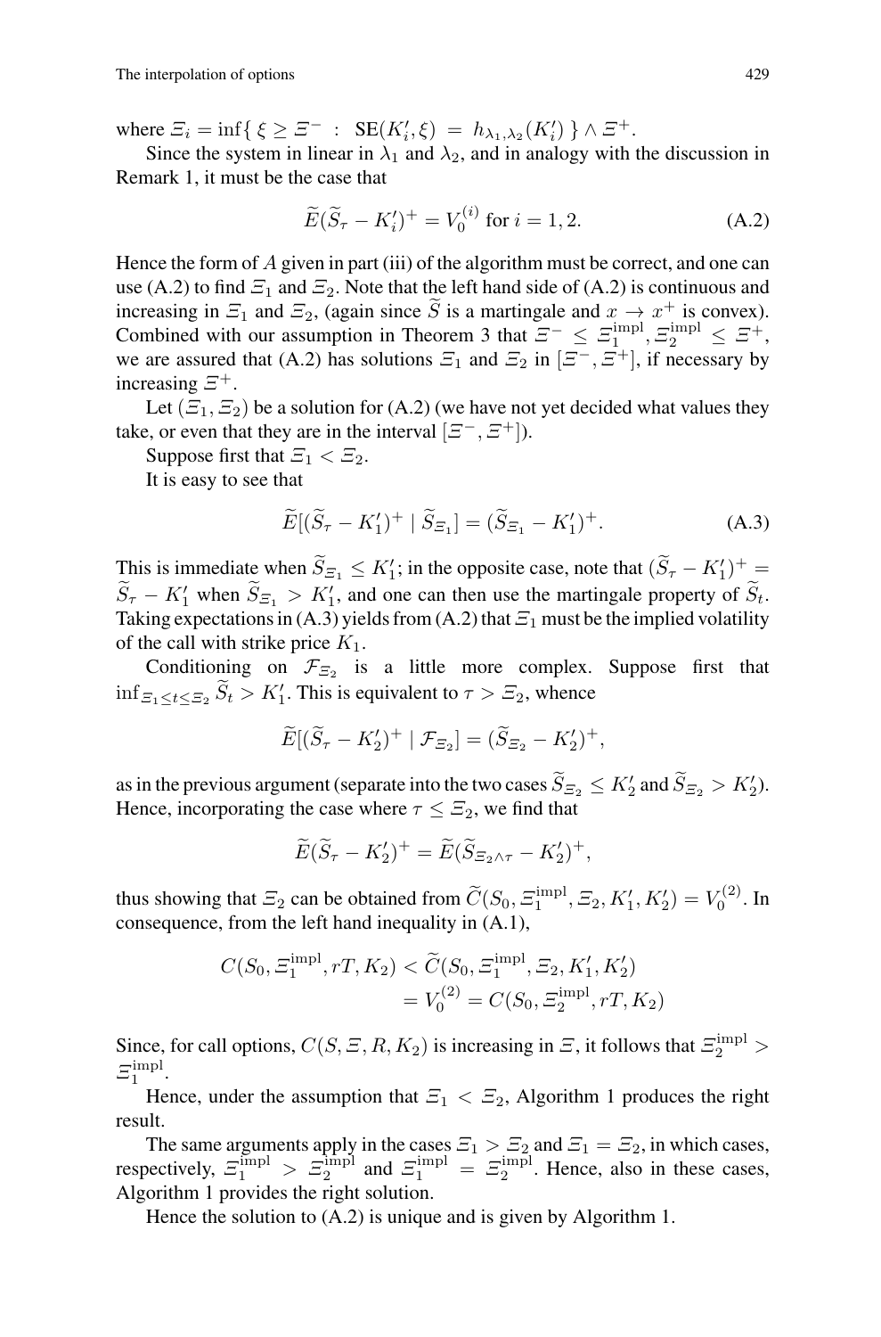where $\Xi_i = \inf\{ \xi \geq \Xi^- \ : \ \mathrm{SE}(K_i', \xi) = h_{\lambda_1,\lambda_2}(K_i') \} \wedge \Xi^+$.

Since the system in linear in $\lambda_1$ and $\lambda_2$, and in analogy with the discussion in Remark 1, it must be the case that

$$\widetilde{E}(\widetilde{S}_\tau - K_i')^+ = V_0^{(i)} \text{ for } i = 1, 2. \tag{A.2}$$

Hence the form of $A$ given in part (iii) of the algorithm must be correct, and one can use (A.2) to find $\Xi_1$ and $\Xi_2$. Note that the left hand side of (A.2) is continuous and increasing in $\Xi_1$ and $\Xi_2$, (again since $\widetilde{S}$ is a martingale and $x \to x^+$ is convex). Combined with our assumption in Theorem 3 that $\Xi^- \leq \Xi_1^{\mathrm{impl}}, \Xi_2^{\mathrm{impl}} \leq \Xi^+$, we are assured that (A.2) has solutions $\Xi_1$ and $\Xi_2$ in $[\Xi^-, \Xi^+]$, if necessary by increasing $\Xi^+$.

Let $(\Xi_1, \Xi_2)$ be a solution for (A.2) (we have not yet decided what values they take, or even that they are in the interval $[\Xi^-, \Xi^+]$).

Suppose first that $\Xi_1 < \Xi_2$.

It is easy to see that

$$\widetilde{E}[(\widetilde{S}_\tau - K_1')^+ \mid \widetilde{S}_{\Xi_1}] = (\widetilde{S}_{\Xi_1} - K_1')^+. \tag{A.3}$$

This is immediate when $\widetilde{S}_{\Xi_1} \leq K_1'$; in the opposite case, note that $(\widetilde{S}_\tau - K_1')^+ = \widetilde{S}_\tau - K_1'$ when $\widetilde{S}_{\Xi_1} > K_1'$, and one can then use the martingale property of $\widetilde{S}_t$. Taking expectations in (A.3) yields from (A.2) that $\Xi_1$ must be the implied volatility of the call with strike price $K_1$.

Conditioning on $\mathcal{F}_{\Xi_2}$ is a little more complex. Suppose first that $\inf_{\Xi_1 \leq t \leq \Xi_2} \widetilde{S}_t > K_1'$. This is equivalent to $\tau > \Xi_2$, whence

$$\widetilde{E}[(\widetilde{S}_\tau - K_2')^+ \mid \mathcal{F}_{\Xi_2}] = (\widetilde{S}_{\Xi_2} - K_2')^+,$$

as in the previous argument (separate into the two cases $\widetilde{S}_{\Xi_2} \leq K_2'$ and $\widetilde{S}_{\Xi_2} > K_2'$). Hence, incorporating the case where $\tau \leq \Xi_2$, we find that

$$\widetilde{E}(\widetilde{S}_\tau - K_2')^+ = \widetilde{E}(\widetilde{S}_{\Xi_2 \wedge \tau} - K_2')^+,$$

thus showing that $\Xi_2$ can be obtained from $\widetilde{C}(S_0, \Xi_1^{\mathrm{impl}}, \Xi_2, K_1', K_2') = V_0^{(2)}$. In consequence, from the left hand inequality in (A.1),

$$\begin{aligned} C(S_0, \Xi_1^{\mathrm{impl}}, rT, K_2) &< \widetilde{C}(S_0, \Xi_1^{\mathrm{impl}}, \Xi_2, K_1', K_2') \\ &= V_0^{(2)} = C(S_0, \Xi_2^{\mathrm{impl}}, rT, K_2) \end{aligned}$$

Since, for call options, $C(S, \Xi, R, K_2)$ is increasing in $\Xi$, it follows that $\Xi_2^{\mathrm{impl}} > \Xi_1^{\mathrm{impl}}$.

Hence, under the assumption that $\Xi_1 < \Xi_2$, Algorithm 1 produces the right result.

The same arguments apply in the cases $\Xi_1 > \Xi_2$ and $\Xi_1 = \Xi_2$, in which cases, respectively, $\Xi_1^{\mathrm{impl}} > \Xi_2^{\mathrm{impl}}$ and $\Xi_1^{\mathrm{impl}} = \Xi_2^{\mathrm{impl}}$. Hence, also in these cases, Algorithm 1 provides the right solution.

Hence the solution to (A.2) is unique and is given by Algorithm 1.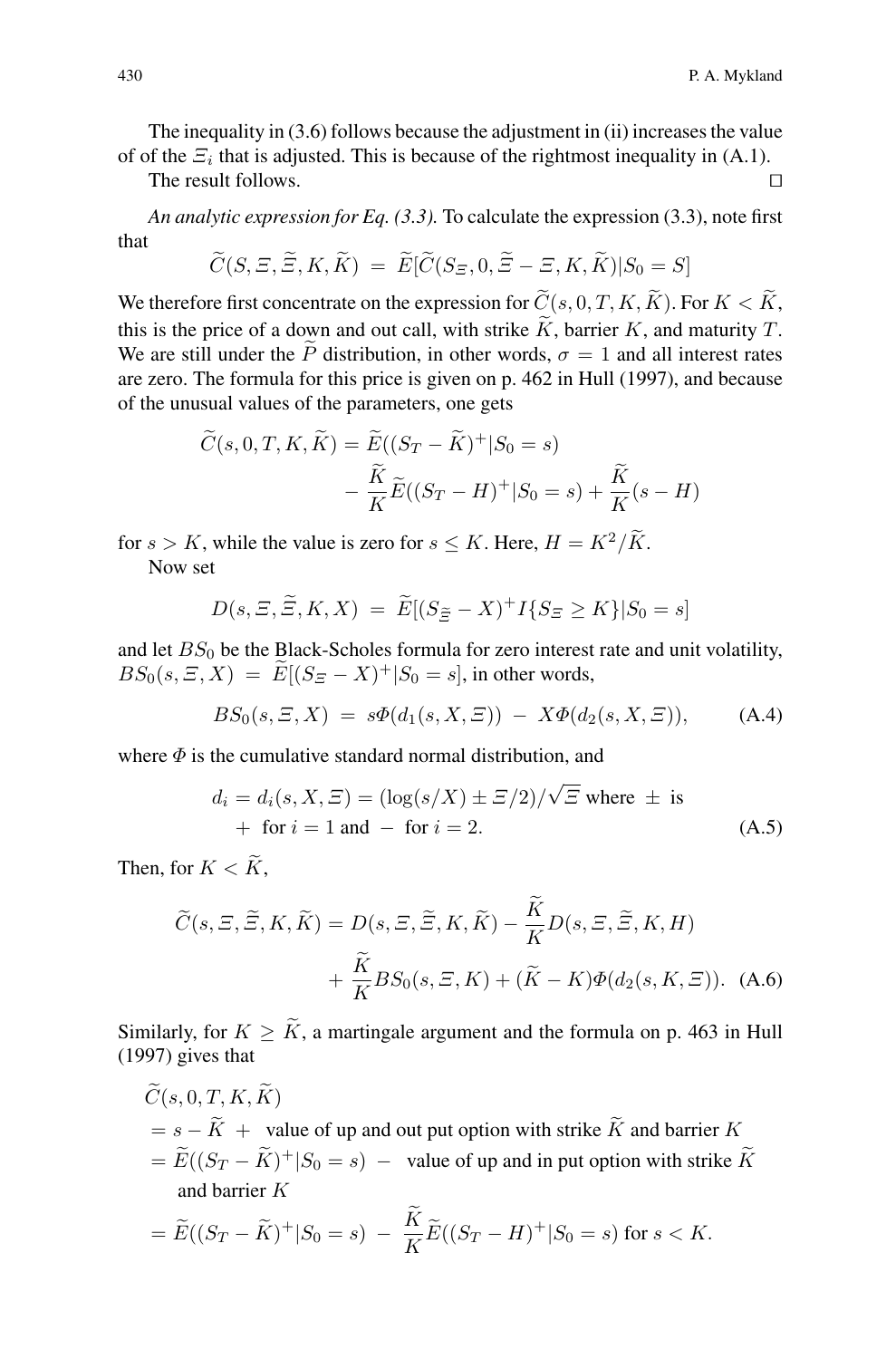The inequality in (3.6) follows because the adjustment in (ii) increases the value of of the $\Xi_i$ that is adjusted. This is because of the rightmost inequality in (A.1).

The result follows. $\square$

*An analytic expression for Eq. (3.3).* To calculate the expression (3.3), note first that

$$\widetilde{C}(S, \Xi, \widetilde{\Xi}, K, \widetilde{K}) \;=\; \widetilde{E}[\widetilde{C}(S_{\Xi}, 0, \widetilde{\Xi} - \Xi, K, \widetilde{K}) | S_0 = S]$$

We therefore first concentrate on the expression for $\widetilde{C}(s, 0, T, K, \widetilde{K})$. For $K < \widetilde{K}$, this is the price of a down and out call, with strike $\widetilde{K}$, barrier $K$, and maturity $T$. We are still under the $\widetilde{P}$ distribution, in other words, $\sigma = 1$ and all interest rates are zero. The formula for this price is given on p. 462 in Hull (1997), and because of the unusual values of the parameters, one gets

$$\begin{aligned}\widetilde{C}(s, 0, T, K, \widetilde{K}) = \widetilde{E}((S_T - \widetilde{K})^+ | S_0 = s)& \\ - \frac{\widetilde{K}}{K}\widetilde{E}((S_T - H)^+ | S_0 = s) + \frac{\widetilde{K}}{K}(s - H)&\end{aligned}$$

for $s > K$, while the value is zero for $s \leq K$. Here, $H = K^2/\widetilde{K}$.

Now set

$$D(s, \Xi, \widetilde{\Xi}, K, X) \;=\; \widetilde{E}[(S_{\widetilde{\Xi}} - X)^+ I\{S_{\Xi} \geq K\} | S_0 = s]$$

and let $BS_0$ be the Black-Scholes formula for zero interest rate and unit volatility, $BS_0(s, \Xi, X) \;=\; \widetilde{E}[(S_{\Xi} - X)^+ | S_0 = s]$, in other words,

$$BS_0(s, \Xi, X) \;=\; s\Phi(d_1(s, X, \Xi)) \;-\; X\Phi(d_2(s, X, \Xi)), \tag{A.4}$$

where $\Phi$ is the cumulative standard normal distribution, and

$$\begin{aligned}&d_i = d_i(s, X, \Xi) = (\log(s/X) \pm \Xi/2)/\sqrt{\Xi} \text{ where } \pm \text{ is} \\ &\quad + \text{ for } i = 1 \text{ and } - \text{ for } i = 2.\end{aligned} \tag{A.5}$$

Then, for $K < \widetilde{K}$,

$$\begin{aligned}\widetilde{C}(s, \Xi, \widetilde{\Xi}, K, \widetilde{K}) = D(s, \Xi, \widetilde{\Xi}, K, \widetilde{K}) - \frac{\widetilde{K}}{K}D(s, \Xi, \widetilde{\Xi}, K, H)& \\ + \frac{\widetilde{K}}{K}BS_0(s, \Xi, K) + (\widetilde{K} - K)\Phi(d_2(s, K, \Xi)).&\end{aligned} \tag{A.6}$$

Similarly, for $K \geq \widetilde{K}$, a martingale argument and the formula on p. 463 in Hull (1997) gives that

$$\begin{aligned}&\widetilde{C}(s, 0, T, K, \widetilde{K}) \\ &= s - \widetilde{K} \;+\; \text{value of up and out put option with strike } \widetilde{K} \text{ and barrier } K \\ &= \widetilde{E}((S_T - \widetilde{K})^+ | S_0 = s) \;-\; \text{value of up and in put option with strike } \widetilde{K} \\ &\quad \text{and barrier } K \\ &= \widetilde{E}((S_T - \widetilde{K})^+ | S_0 = s) \;-\; \frac{\widetilde{K}}{K}\widetilde{E}((S_T - H)^+ | S_0 = s) \text{ for } s < K.\end{aligned}$$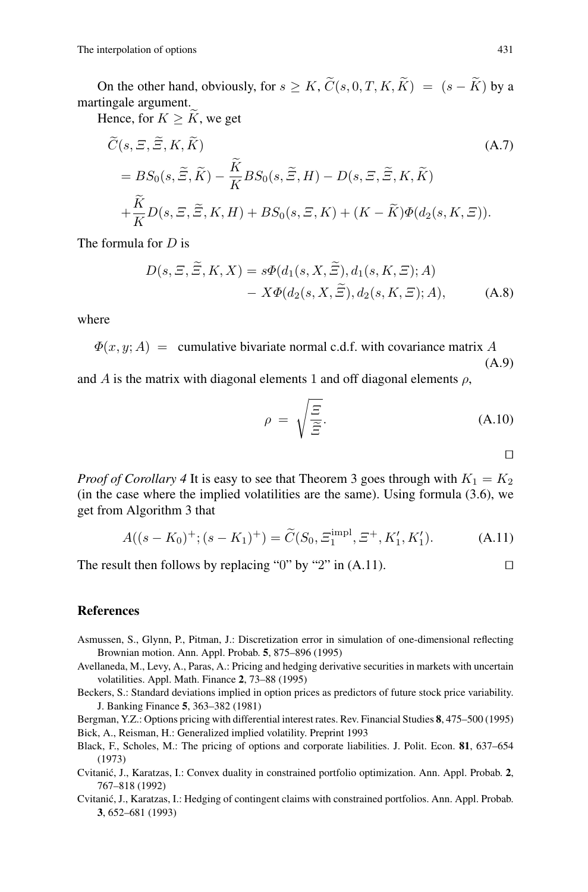On the other hand, obviously, for $s \geq K$, $\widetilde{C}(s, 0, T, K, \widetilde{K}) = (s - \widetilde{K})$ by a martingale argument.

Hence, for $K \geq \widetilde{K}$, we get

$$
\begin{aligned}
&\widetilde{C}(s, \Xi, \widetilde{\Xi}, K, \widetilde{K}) \\
&= BS_0(s, \widetilde{\Xi}, \widetilde{K}) - \frac{\widetilde{K}}{K} BS_0(s, \widetilde{\Xi}, H) - D(s, \Xi, \widetilde{\Xi}, K, \widetilde{K}) \\
&+ \frac{\widetilde{K}}{K} D(s, \Xi, \widetilde{\Xi}, K, H) + BS_0(s, \Xi, K) + (K - \widetilde{K}) \Phi(d_2(s, K, \Xi)).
\end{aligned}
\tag{A.7}
$$

The formula for $D$ is

$$
\begin{aligned}
D(s, \Xi, \widetilde{\Xi}, K, X) &= s\Phi(d_1(s, X, \widetilde{\Xi}), d_1(s, K, \Xi); A) \\
&\quad - X\Phi(d_2(s, X, \widetilde{\Xi}), d_2(s, K, \Xi); A),
\end{aligned}
\tag{A.8}
$$

where

$$
\Phi(x, y; A) = \text{ cumulative bivariate normal c.d.f. with covariance matrix } A \tag{A.9}
$$

and $A$ is the matrix with diagonal elements 1 and off diagonal elements $\rho$,

$$
\rho = \sqrt{\frac{\Xi}{\widetilde{\Xi}}}. \tag{A.10}
$$

□

*Proof of Corollary 4* It is easy to see that Theorem 3 goes through with $K_1 = K_2$ (in the case where the implied volatilities are the same). Using formula (3.6), we get from Algorithm 3 that

$$
A((s - K_0)^+; (s - K_1)^+) = \widetilde{C}(S_0, \Xi_1^{\text{impl}}, \Xi^+, K_1', K_1'). \tag{A.11}
$$

The result then follows by replacing “0” by “2” in (A.11). □

## References

Asmussen, S., Glynn, P., Pitman, J.: Discretization error in simulation of one-dimensional reflecting Brownian motion. Ann. Appl. Probab. **5**, 875–896 (1995)

Avellaneda, M., Levy, A., Paras, A.: Pricing and hedging derivative securities in markets with uncertain volatilities. Appl. Math. Finance **2**, 73–88 (1995)

Beckers, S.: Standard deviations implied in option prices as predictors of future stock price variability. J. Banking Finance **5**, 363–382 (1981)

Bergman, Y.Z.: Options pricing with differential interest rates. Rev. Financial Studies **8**, 475–500 (1995)

Bick, A., Reisman, H.: Generalized implied volatility. Preprint 1993

Black, F., Scholes, M.: The pricing of options and corporate liabilities. J. Polit. Econ. **81**, 637–654 (1973)

Cvitanić, J., Karatzas, I.: Convex duality in constrained portfolio optimization. Ann. Appl. Probab. **2**, 767–818 (1992)

Cvitanić, J., Karatzas, I.: Hedging of contingent claims with constrained portfolios. Ann. Appl. Probab. **3**, 652–681 (1993)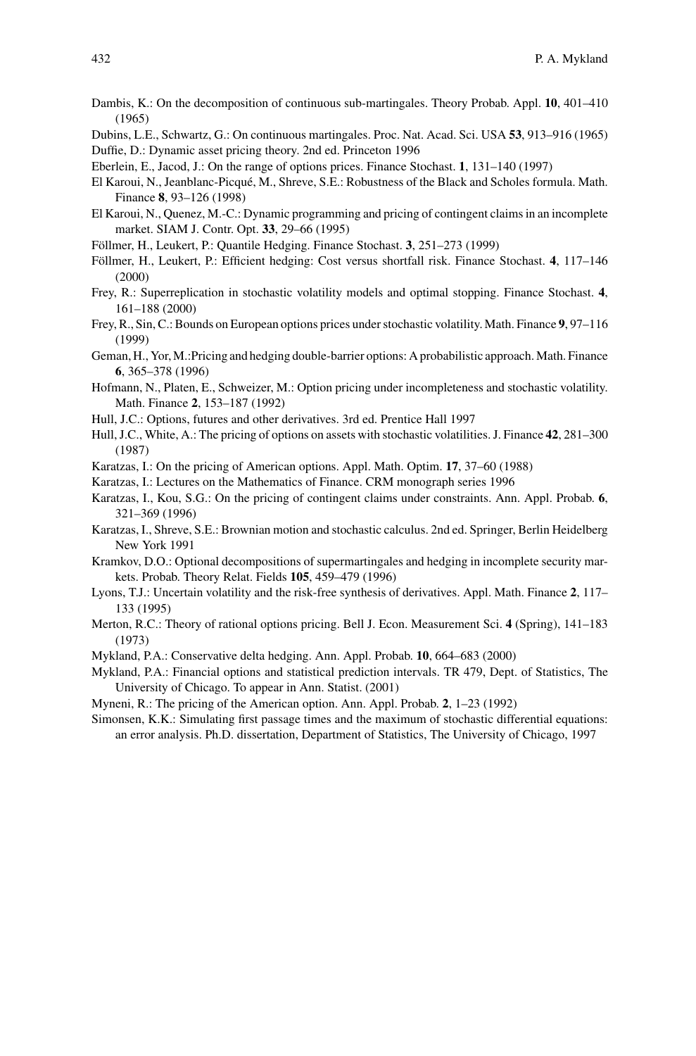Dambis, K.: On the decomposition of continuous sub-martingales. Theory Probab. Appl. **10**, 401–410 (1965)

Dubins, L.E., Schwartz, G.: On continuous martingales. Proc. Nat. Acad. Sci. USA **53**, 913–916 (1965)

Duffie, D.: Dynamic asset pricing theory. 2nd ed. Princeton 1996

Eberlein, E., Jacod, J.: On the range of options prices. Finance Stochast. **1**, 131–140 (1997)

El Karoui, N., Jeanblanc-Picqué, M., Shreve, S.E.: Robustness of the Black and Scholes formula. Math. Finance **8**, 93–126 (1998)

El Karoui, N., Quenez, M.-C.: Dynamic programming and pricing of contingent claims in an incomplete market. SIAM J. Contr. Opt. **33**, 29–66 (1995)

Föllmer, H., Leukert, P.: Quantile Hedging. Finance Stochast. **3**, 251–273 (1999)

Föllmer, H., Leukert, P.: Efficient hedging: Cost versus shortfall risk. Finance Stochast. **4**, 117–146 (2000)

Frey, R.: Superreplication in stochastic volatility models and optimal stopping. Finance Stochast. **4**, 161–188 (2000)

Frey, R., Sin, C.: Bounds on European options prices under stochastic volatility. Math. Finance **9**, 97–116 (1999)

Geman, H., Yor, M.:Pricing and hedging double-barrier options: A probabilistic approach. Math. Finance **6**, 365–378 (1996)

Hofmann, N., Platen, E., Schweizer, M.: Option pricing under incompleteness and stochastic volatility. Math. Finance **2**, 153–187 (1992)

Hull, J.C.: Options, futures and other derivatives. 3rd ed. Prentice Hall 1997

Hull, J.C., White, A.: The pricing of options on assets with stochastic volatilities. J. Finance **42**, 281–300 (1987)

Karatzas, I.: On the pricing of American options. Appl. Math. Optim. **17**, 37–60 (1988)

Karatzas, I.: Lectures on the Mathematics of Finance. CRM monograph series 1996

Karatzas, I., Kou, S.G.: On the pricing of contingent claims under constraints. Ann. Appl. Probab. **6**, 321–369 (1996)

Karatzas, I., Shreve, S.E.: Brownian motion and stochastic calculus. 2nd ed. Springer, Berlin Heidelberg New York 1991

Kramkov, D.O.: Optional decompositions of supermartingales and hedging in incomplete security markets. Probab. Theory Relat. Fields **105**, 459–479 (1996)

Lyons, T.J.: Uncertain volatility and the risk-free synthesis of derivatives. Appl. Math. Finance **2**, 117–133 (1995)

Merton, R.C.: Theory of rational options pricing. Bell J. Econ. Measurement Sci. **4** (Spring), 141–183 (1973)

Mykland, P.A.: Conservative delta hedging. Ann. Appl. Probab. **10**, 664–683 (2000)

Mykland, P.A.: Financial options and statistical prediction intervals. TR 479, Dept. of Statistics, The University of Chicago. To appear in Ann. Statist. (2001)

Myneni, R.: The pricing of the American option. Ann. Appl. Probab. **2**, 1–23 (1992)

Simonsen, K.K.: Simulating first passage times and the maximum of stochastic differential equations: an error analysis. Ph.D. dissertation, Department of Statistics, The University of Chicago, 1997